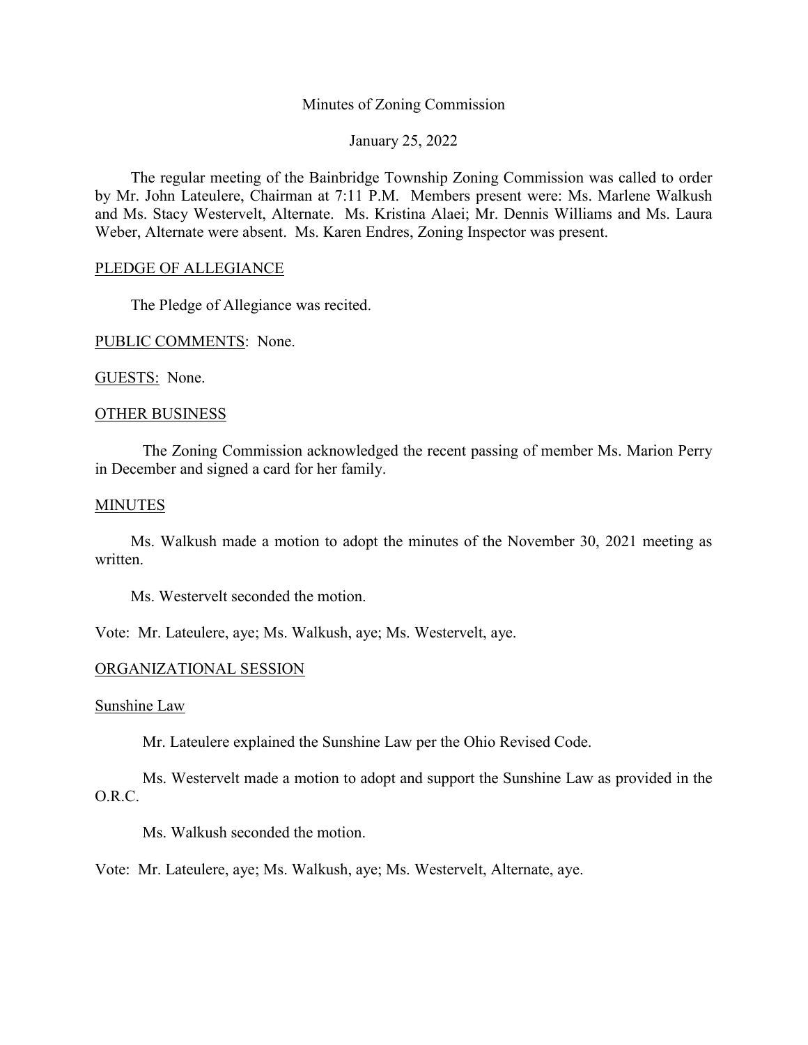Minutes of Zoning Commission

January 25, 2022

The regular meeting of the Bainbridge Township Zoning Commission was called to order by Mr. John Lateulere, Chairman at 7:11 P.M. Members present were: Ms. Marlene Walkush and Ms. Stacy Westervelt, Alternate. Ms. Kristina Alaei; Mr. Dennis Williams and Ms. Laura Weber, Alternate were absent. Ms. Karen Endres, Zoning Inspector was present.

PLEDGE OF ALLEGIANCE

The Pledge of Allegiance was recited.

PUBLIC COMMENTS: None.

GUESTS: None.

OTHER BUSINESS

The Zoning Commission acknowledged the recent passing of member Ms. Marion Perry in December and signed a card for her family.

MINUTES

Ms. Walkush made a motion to adopt the minutes of the November 30, 2021 meeting as written.

Ms. Westervelt seconded the motion.

Vote: Mr. Lateulere, aye; Ms. Walkush, aye; Ms. Westervelt, aye.

ORGANIZATIONAL SESSION

Sunshine Law

Mr. Lateulere explained the Sunshine Law per the Ohio Revised Code.

Ms. Westervelt made a motion to adopt and support the Sunshine Law as provided in the O.R.C.

Ms. Walkush seconded the motion.

Vote: Mr. Lateulere, aye; Ms. Walkush, aye; Ms. Westervelt, Alternate, aye.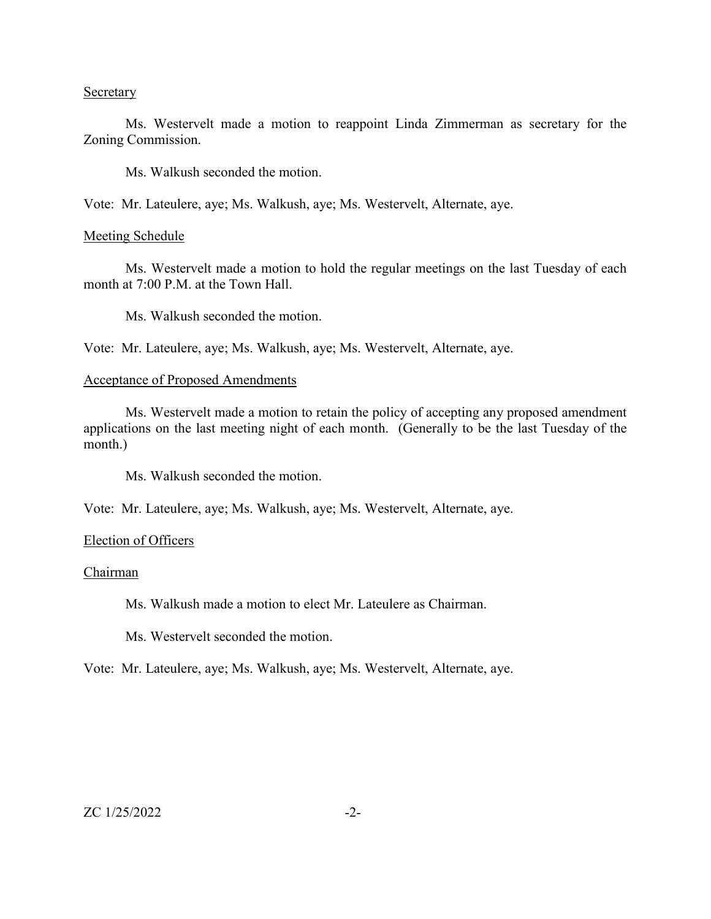Secretary

Ms. Westervelt made a motion to reappoint Linda Zimmerman as secretary for the Zoning Commission.

Ms. Walkush seconded the motion.

Vote: Mr. Lateulere, aye; Ms. Walkush, aye; Ms. Westervelt, Alternate, aye.

Meeting Schedule

Ms. Westervelt made a motion to hold the regular meetings on the last Tuesday of each month at 7:00 P.M. at the Town Hall.

Ms. Walkush seconded the motion.

Vote: Mr. Lateulere, aye; Ms. Walkush, aye; Ms. Westervelt, Alternate, aye.

Acceptance of Proposed Amendments

Ms. Westervelt made a motion to retain the policy of accepting any proposed amendment applications on the last meeting night of each month. (Generally to be the last Tuesday of the month.)

Ms. Walkush seconded the motion.

Vote: Mr. Lateulere, aye; Ms. Walkush, aye; Ms. Westervelt, Alternate, aye.

Election of Officers

Chairman

Ms. Walkush made a motion to elect Mr. Lateulere as Chairman.

Ms. Westervelt seconded the motion.

Vote: Mr. Lateulere, aye; Ms. Walkush, aye; Ms. Westervelt, Alternate, aye.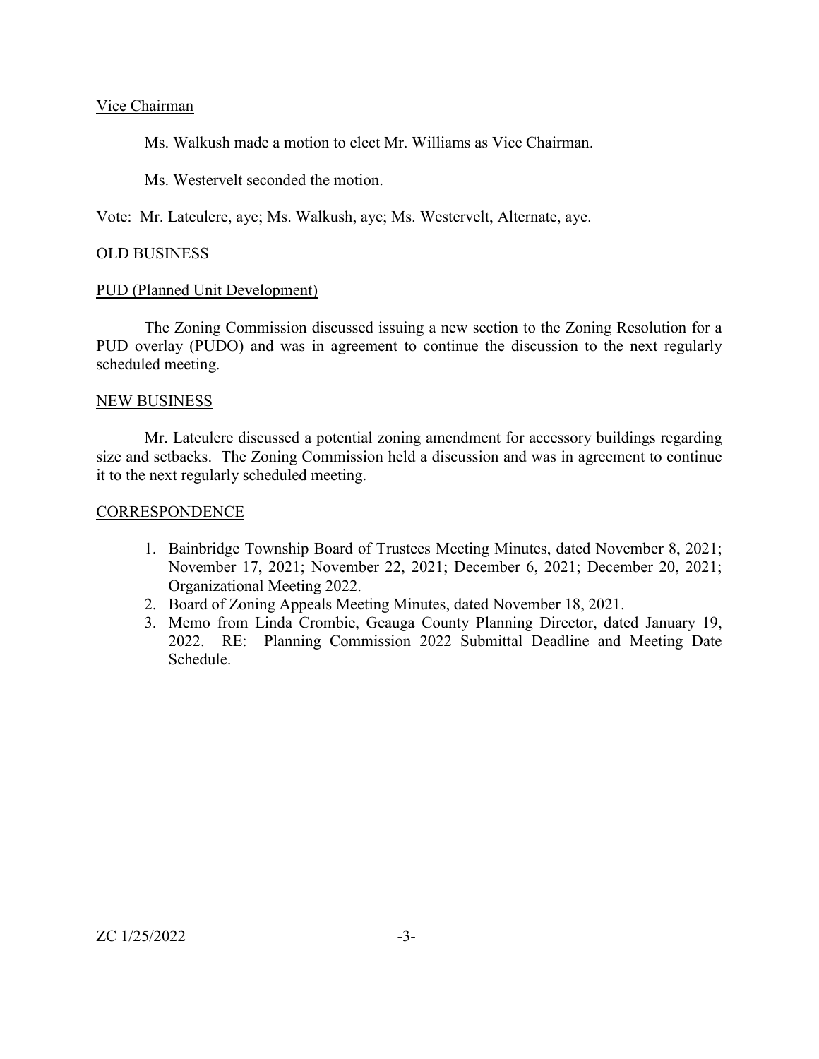Vice Chairman

Ms. Walkush made a motion to elect Mr. Williams as Vice Chairman.

Ms. Westervelt seconded the motion.

Vote: Mr. Lateulere, aye; Ms. Walkush, aye; Ms. Westervelt, Alternate, aye.

OLD BUSINESS

PUD (Planned Unit Development)

The Zoning Commission discussed issuing a new section to the Zoning Resolution for a PUD overlay (PUDO) and was in agreement to continue the discussion to the next regularly scheduled meeting.

NEW BUSINESS

Mr. Lateulere discussed a potential zoning amendment for accessory buildings regarding size and setbacks. The Zoning Commission held a discussion and was in agreement to continue it to the next regularly scheduled meeting.

CORRESPONDENCE

1. Bainbridge Township Board of Trustees Meeting Minutes, dated November 8, 2021; November 17, 2021; November 22, 2021; December 6, 2021; December 20, 2021; Organizational Meeting 2022.
2. Board of Zoning Appeals Meeting Minutes, dated November 18, 2021.
3. Memo from Linda Crombie, Geauga County Planning Director, dated January 19, 2022. RE: Planning Commission 2022 Submittal Deadline and Meeting Date Schedule.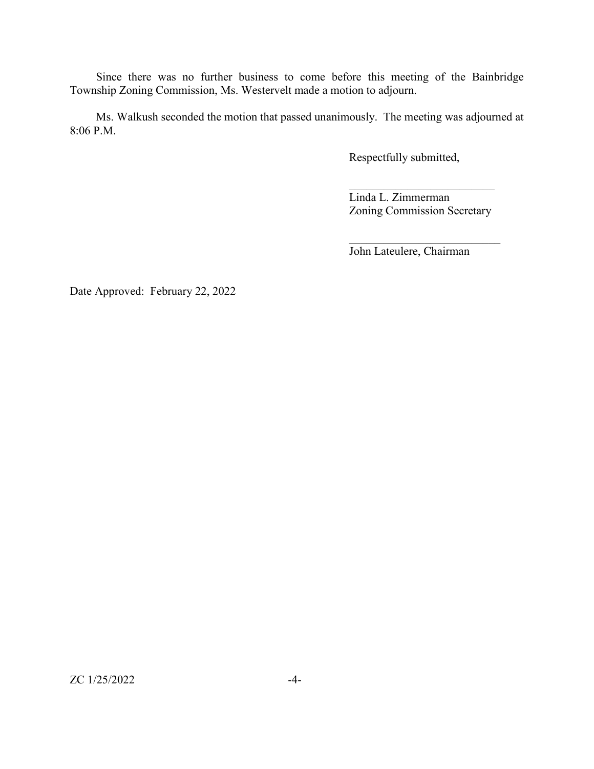Since there was no further business to come before this meeting of the Bainbridge Township Zoning Commission, Ms. Westervelt made a motion to adjourn.

Ms. Walkush seconded the motion that passed unanimously. The meeting was adjourned at 8:06 P.M.

Respectfully submitted,

_________________________
Linda L. Zimmerman
Zoning Commission Secretary

_________________________
John Lateulere, Chairman

Date Approved: February 22, 2022